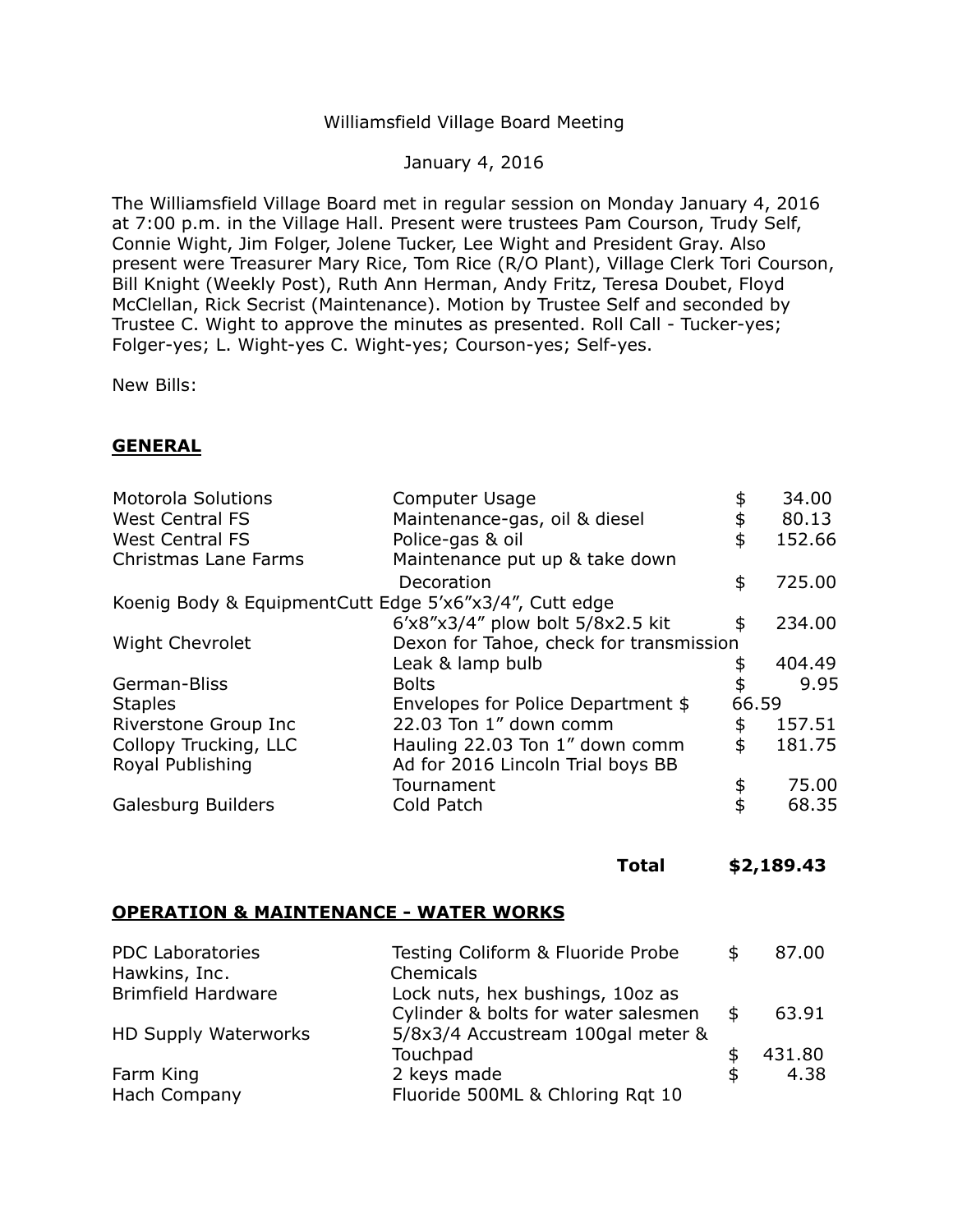# Williamsfield Village Board Meeting

January 4, 2016

The Williamsfield Village Board met in regular session on Monday January 4, 2016 at 7:00 p.m. in the Village Hall. Present were trustees Pam Courson, Trudy Self, Connie Wight, Jim Folger, Jolene Tucker, Lee Wight and President Gray. Also present were Treasurer Mary Rice, Tom Rice (R/O Plant), Village Clerk Tori Courson, Bill Knight (Weekly Post), Ruth Ann Herman, Andy Fritz, Teresa Doubet, Floyd McClellan, Rick Secrist (Maintenance). Motion by Trustee Self and seconded by Trustee C. Wight to approve the minutes as presented. Roll Call - Tucker-yes; Folger-yes; L. Wight-yes C. Wight-yes; Courson-yes; Self-yes.

New Bills:

## GENERAL

| Vendor | Description | Amount |
|---|---|---|
| Motorola Solutions | Computer Usage | $ 34.00 |
| West Central FS | Maintenance-gas, oil & diesel | $ 80.13 |
| West Central FS | Police-gas & oil | $ 152.66 |
| Christmas Lane Farms | Maintenance put up & take down Decoration | $ 725.00 |
| Koenig Body & Equipment | Cutt Edge 5'x6"x3/4", Cutt edge 6'x8"x3/4" plow bolt 5/8x2.5 kit | $ 234.00 |
| Wight Chevrolet | Dexon for Tahoe, check for transmission Leak & lamp bulb | $ 404.49 |
| German-Bliss | Bolts | $ 9.95 |
| Staples | Envelopes for Police Department | $ 66.59 |
| Riverstone Group Inc | 22.03 Ton 1" down comm | $ 157.51 |
| Collopy Trucking, LLC | Hauling 22.03 Ton 1" down comm | $ 181.75 |
| Royal Publishing | Ad for 2016 Lincoln Trial boys BB Tournament | $ 75.00 |
| Galesburg Builders | Cold Patch | $ 68.35 |
| | **Total** | **$2,189.43** |

## OPERATION & MAINTENANCE - WATER WORKS

| Vendor | Description | Amount |
|---|---|---|
| PDC Laboratories | Testing Coliform & Fluoride Probe | $ 87.00 |
| Hawkins, Inc. | Chemicals | |
| Brimfield Hardware | Lock nuts, hex bushings, 10oz as Cylinder & bolts for water salesmen | $ 63.91 |
| HD Supply Waterworks | 5/8x3/4 Accustream 100gal meter & Touchpad | $ 431.80 |
| Farm King | 2 keys made | $ 4.38 |
| Hach Company | Fluoride 500ML & Chloring Rqt 10 | |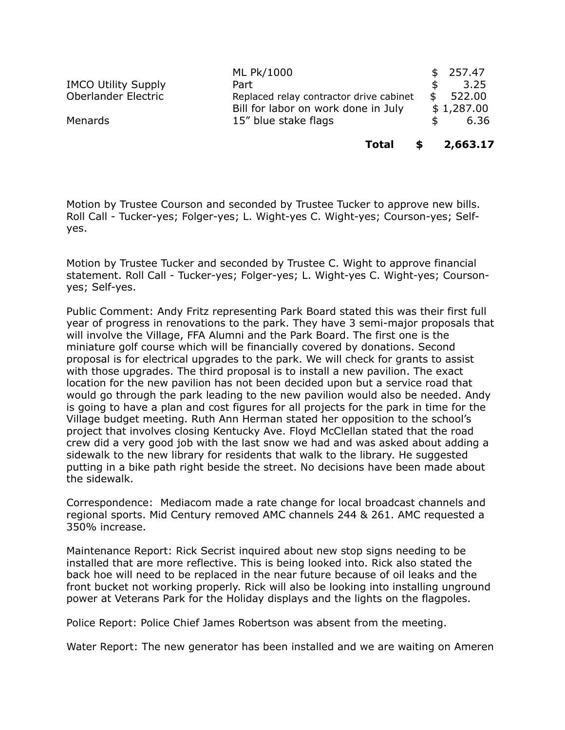| | | |
|---|---|---|
| | ML Pk/1000 | $ 257.47 |
| IMCO Utility Supply | Part | $ 3.25 |
| Oberlander Electric | Replaced relay contractor drive cabinet | $ 522.00 |
| | Bill for labor on work done in July | $ 1,287.00 |
| Menards | 15" blue stake flags | $ 6.36 |
| | **Total** | **$ 2,663.17** |

Motion by Trustee Courson and seconded by Trustee Tucker to approve new bills. Roll Call - Tucker-yes; Folger-yes; L. Wight-yes C. Wight-yes; Courson-yes; Self-yes.

Motion by Trustee Tucker and seconded by Trustee C. Wight to approve financial statement. Roll Call - Tucker-yes; Folger-yes; L. Wight-yes C. Wight-yes; Courson-yes; Self-yes.

Public Comment: Andy Fritz representing Park Board stated this was their first full year of progress in renovations to the park. They have 3 semi-major proposals that will involve the Village, FFA Alumni and the Park Board. The first one is the miniature golf course which will be financially covered by donations. Second proposal is for electrical upgrades to the park. We will check for grants to assist with those upgrades. The third proposal is to install a new pavilion. The exact location for the new pavilion has not been decided upon but a service road that would go through the park leading to the new pavilion would also be needed. Andy is going to have a plan and cost figures for all projects for the park in time for the Village budget meeting. Ruth Ann Herman stated her opposition to the school's project that involves closing Kentucky Ave. Floyd McClellan stated that the road crew did a very good job with the last snow we had and was asked about adding a sidewalk to the new library for residents that walk to the library. He suggested putting in a bike path right beside the street. No decisions have been made about the sidewalk.

Correspondence: Mediacom made a rate change for local broadcast channels and regional sports. Mid Century removed AMC channels 244 & 261. AMC requested a 350% increase.

Maintenance Report: Rick Secrist inquired about new stop signs needing to be installed that are more reflective. This is being looked into. Rick also stated the back hoe will need to be replaced in the near future because of oil leaks and the front bucket not working properly. Rick will also be looking into installing unground power at Veterans Park for the Holiday displays and the lights on the flagpoles.

Police Report: Police Chief James Robertson was absent from the meeting.

Water Report: The new generator has been installed and we are waiting on Ameren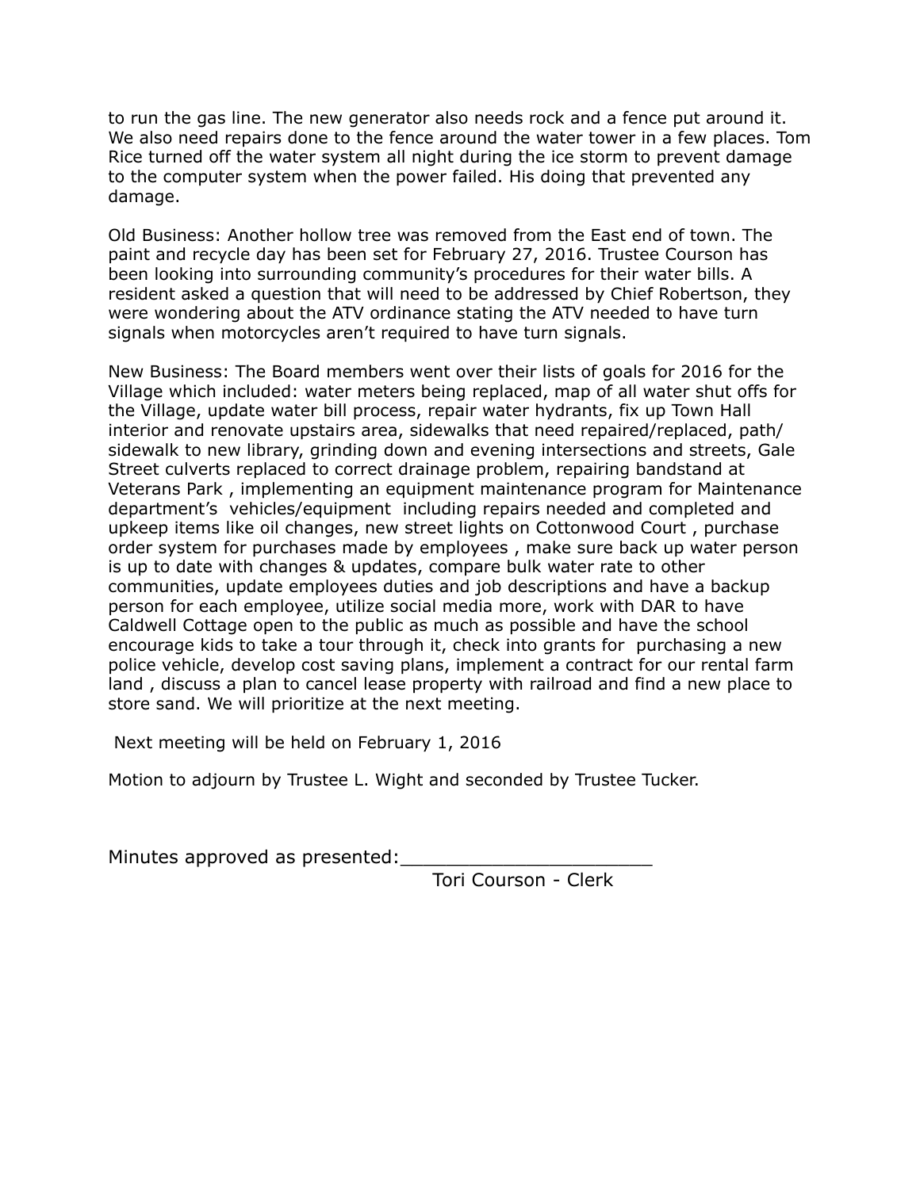to run the gas line. The new generator also needs rock and a fence put around it. We also need repairs done to the fence around the water tower in a few places. Tom Rice turned off the water system all night during the ice storm to prevent damage to the computer system when the power failed. His doing that prevented any damage.

Old Business: Another hollow tree was removed from the East end of town. The paint and recycle day has been set for February 27, 2016. Trustee Courson has been looking into surrounding community's procedures for their water bills. A resident asked a question that will need to be addressed by Chief Robertson, they were wondering about the ATV ordinance stating the ATV needed to have turn signals when motorcycles aren't required to have turn signals.

New Business: The Board members went over their lists of goals for 2016 for the Village which included: water meters being replaced, map of all water shut offs for the Village, update water bill process, repair water hydrants, fix up Town Hall interior and renovate upstairs area, sidewalks that need repaired/replaced, path/sidewalk to new library, grinding down and evening intersections and streets, Gale Street culverts replaced to correct drainage problem, repairing bandstand at Veterans Park , implementing an equipment maintenance program for Maintenance department's vehicles/equipment including repairs needed and completed and upkeep items like oil changes, new street lights on Cottonwood Court , purchase order system for purchases made by employees , make sure back up water person is up to date with changes & updates, compare bulk water rate to other communities, update employees duties and job descriptions and have a backup person for each employee, utilize social media more, work with DAR to have Caldwell Cottage open to the public as much as possible and have the school encourage kids to take a tour through it, check into grants for purchasing a new police vehicle, develop cost saving plans, implement a contract for our rental farm land , discuss a plan to cancel lease property with railroad and find a new place to store sand. We will prioritize at the next meeting.

Next meeting will be held on February 1, 2016

Motion to adjourn by Trustee L. Wight and seconded by Trustee Tucker.

Minutes approved as presented:______________________

Tori Courson - Clerk